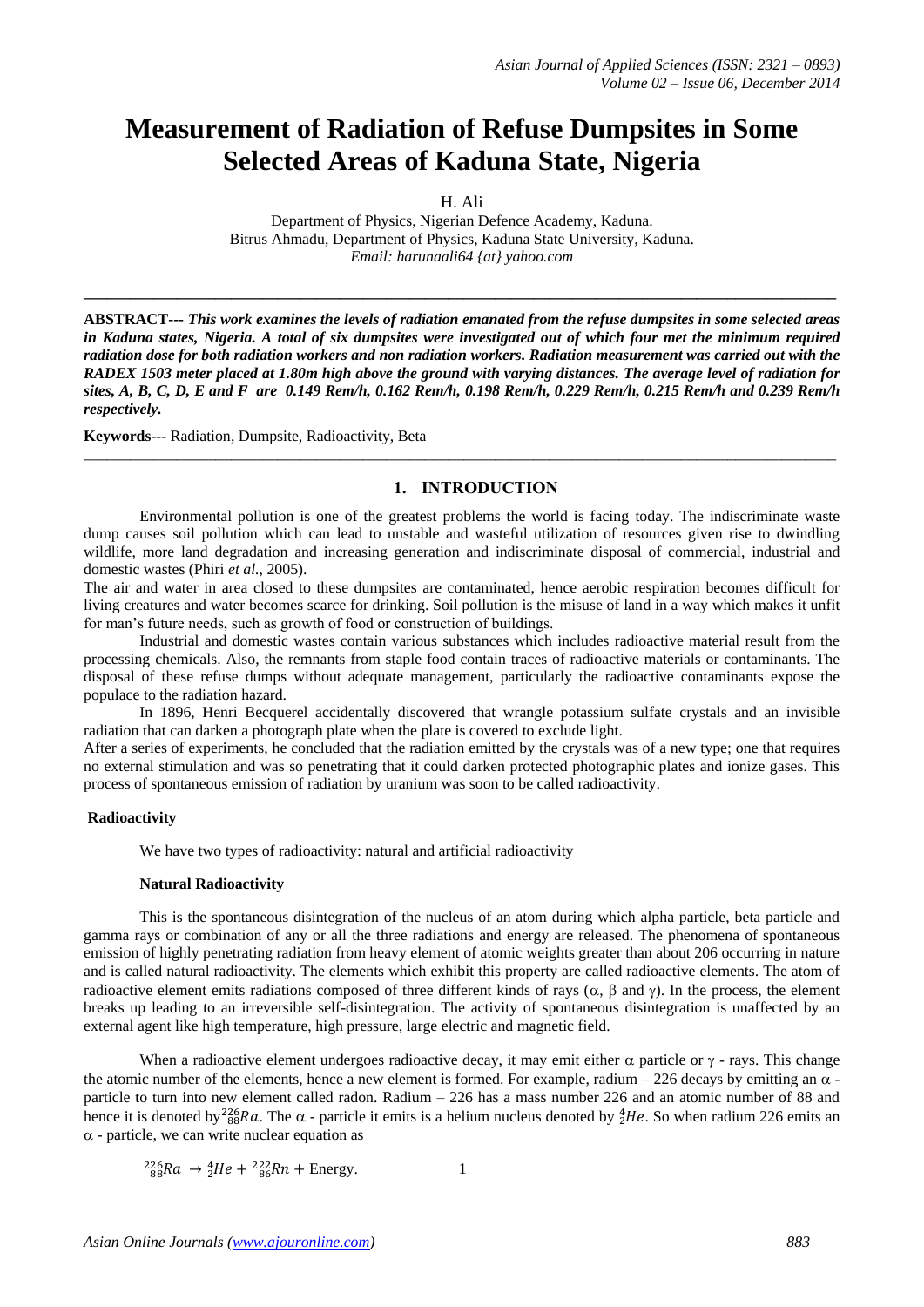# Measurement of Radiation of Refuse Dumpsites in Some Selected Areas of Kaduna State, Nigeria

H. Ali

Department of Physics, Nigerian Defence Academy, Kaduna.
Bitrus Ahmadu, Department of Physics, Kaduna State University, Kaduna.
*Email: harunaali64 {at} yahoo.com*

---

**ABSTRACT---** ***This work examines the levels of radiation emanated from the refuse dumpsites in some selected areas in Kaduna states, Nigeria. A total of six dumpsites were investigated out of which four met the minimum required radiation dose for both radiation workers and non radiation workers. Radiation measurement was carried out with the RADEX 1503 meter placed at 1.80m high above the ground with varying distances. The average level of radiation for sites, A, B, C, D, E and F are 0.149 Rem/h, 0.162 Rem/h, 0.198 Rem/h, 0.229 Rem/h, 0.215 Rem/h and 0.239 Rem/h respectively.***

**Keywords---** Radiation, Dumpsite, Radioactivity, Beta

---

## 1. INTRODUCTION

Environmental pollution is one of the greatest problems the world is facing today. The indiscriminate waste dump causes soil pollution which can lead to unstable and wasteful utilization of resources given rise to dwindling wildlife, more land degradation and increasing generation and indiscriminate disposal of commercial, industrial and domestic wastes (Phiri *et al.,* 2005).

The air and water in area closed to these dumpsites are contaminated, hence aerobic respiration becomes difficult for living creatures and water becomes scarce for drinking. Soil pollution is the misuse of land in a way which makes it unfit for man's future needs, such as growth of food or construction of buildings.

Industrial and domestic wastes contain various substances which includes radioactive material result from the processing chemicals. Also, the remnants from staple food contain traces of radioactive materials or contaminants. The disposal of these refuse dumps without adequate management, particularly the radioactive contaminants expose the populace to the radiation hazard.

In 1896, Henri Becquerel accidentally discovered that wrangle potassium sulfate crystals and an invisible radiation that can darken a photograph plate when the plate is covered to exclude light.

After a series of experiments, he concluded that the radiation emitted by the crystals was of a new type; one that requires no external stimulation and was so penetrating that it could darken protected photographic plates and ionize gases. This process of spontaneous emission of radiation by uranium was soon to be called radioactivity.

### Radioactivity

We have two types of radioactivity: natural and artificial radioactivity

#### Natural Radioactivity

This is the spontaneous disintegration of the nucleus of an atom during which alpha particle, beta particle and gamma rays or combination of any or all the three radiations and energy are released. The phenomena of spontaneous emission of highly penetrating radiation from heavy element of atomic weights greater than about 206 occurring in nature and is called natural radioactivity. The elements which exhibit this property are called radioactive elements. The atom of radioactive element emits radiations composed of three different kinds of rays ($\alpha$, $\beta$ and $\gamma$). In the process, the element breaks up leading to an irreversible self-disintegration. The activity of spontaneous disintegration is unaffected by an external agent like high temperature, high pressure, large electric and magnetic field.

When a radioactive element undergoes radioactive decay, it may emit either $\alpha$ particle or $\gamma$ - rays. This change the atomic number of the elements, hence a new element is formed. For example, radium – 226 decays by emitting an $\alpha$ - particle to turn into new element called radon. Radium – 226 has a mass number 226 and an atomic number of 88 and hence it is denoted by $^{226}_{88}Ra$. The $\alpha$ - particle it emits is a helium nucleus denoted by $^{4}_{2}He$. So when radium 226 emits an $\alpha$ - particle, we can write nuclear equation as

$$^{226}_{88}Ra \rightarrow {}^{4}_{2}He + {}^{222}_{86}Rn + \text{Energy}. \qquad 1$$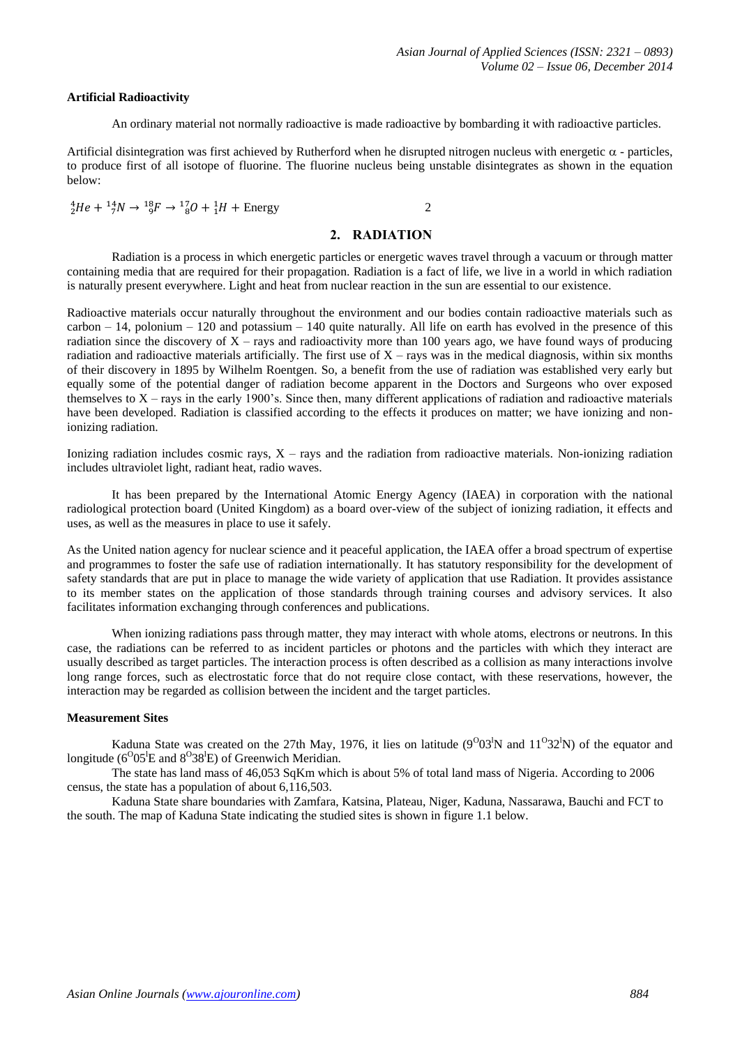**Artificial Radioactivity**

An ordinary material not normally radioactive is made radioactive by bombarding it with radioactive particles.

Artificial disintegration was first achieved by Rutherford when he disrupted nitrogen nucleus with energetic α - particles, to produce first of all isotope of fluorine. The fluorine nucleus being unstable disintegrates as shown in the equation below:

$$ {}^{4}_{2}He + {}^{14}_{7}N \rightarrow {}^{18}_{9}F \rightarrow {}^{17}_{8}O + {}^{1}_{1}H + \text{Energy} \qquad 2 $$

## 2. RADIATION

Radiation is a process in which energetic particles or energetic waves travel through a vacuum or through matter containing media that are required for their propagation. Radiation is a fact of life, we live in a world in which radiation is naturally present everywhere. Light and heat from nuclear reaction in the sun are essential to our existence.

Radioactive materials occur naturally throughout the environment and our bodies contain radioactive materials such as carbon – 14, polonium – 120 and potassium – 140 quite naturally. All life on earth has evolved in the presence of this radiation since the discovery of X – rays and radioactivity more than 100 years ago, we have found ways of producing radiation and radioactive materials artificially. The first use of X – rays was in the medical diagnosis, within six months of their discovery in 1895 by Wilhelm Roentgen. So, a benefit from the use of radiation was established very early but equally some of the potential danger of radiation become apparent in the Doctors and Surgeons who over exposed themselves to X – rays in the early 1900's. Since then, many different applications of radiation and radioactive materials have been developed. Radiation is classified according to the effects it produces on matter; we have ionizing and non-ionizing radiation.

Ionizing radiation includes cosmic rays, X – rays and the radiation from radioactive materials. Non-ionizing radiation includes ultraviolet light, radiant heat, radio waves.

It has been prepared by the International Atomic Energy Agency (IAEA) in corporation with the national radiological protection board (United Kingdom) as a board over-view of the subject of ionizing radiation, it effects and uses, as well as the measures in place to use it safely.

As the United nation agency for nuclear science and it peaceful application, the IAEA offer a broad spectrum of expertise and programmes to foster the safe use of radiation internationally. It has statutory responsibility for the development of safety standards that are put in place to manage the wide variety of application that use Radiation. It provides assistance to its member states on the application of those standards through training courses and advisory services. It also facilitates information exchanging through conferences and publications.

When ionizing radiations pass through matter, they may interact with whole atoms, electrons or neutrons. In this case, the radiations can be referred to as incident particles or photons and the particles with which they interact are usually described as target particles. The interaction process is often described as a collision as many interactions involve long range forces, such as electrostatic force that do not require close contact, with these reservations, however, the interaction may be regarded as collision between the incident and the target particles.

**Measurement Sites**

Kaduna State was created on the 27th May, 1976, it lies on latitude ($9^{O}03^{I}$N and $11^{O}32^{I}$N) of the equator and longitude ($6^{O}05^{I}$E and $8^{O}38^{I}$E) of Greenwich Meridian.

The state has land mass of 46,053 SqKm which is about 5% of total land mass of Nigeria. According to 2006 census, the state has a population of about 6,116,503.

Kaduna State share boundaries with Zamfara, Katsina, Plateau, Niger, Kaduna, Nassarawa, Bauchi and FCT to the south. The map of Kaduna State indicating the studied sites is shown in figure 1.1 below.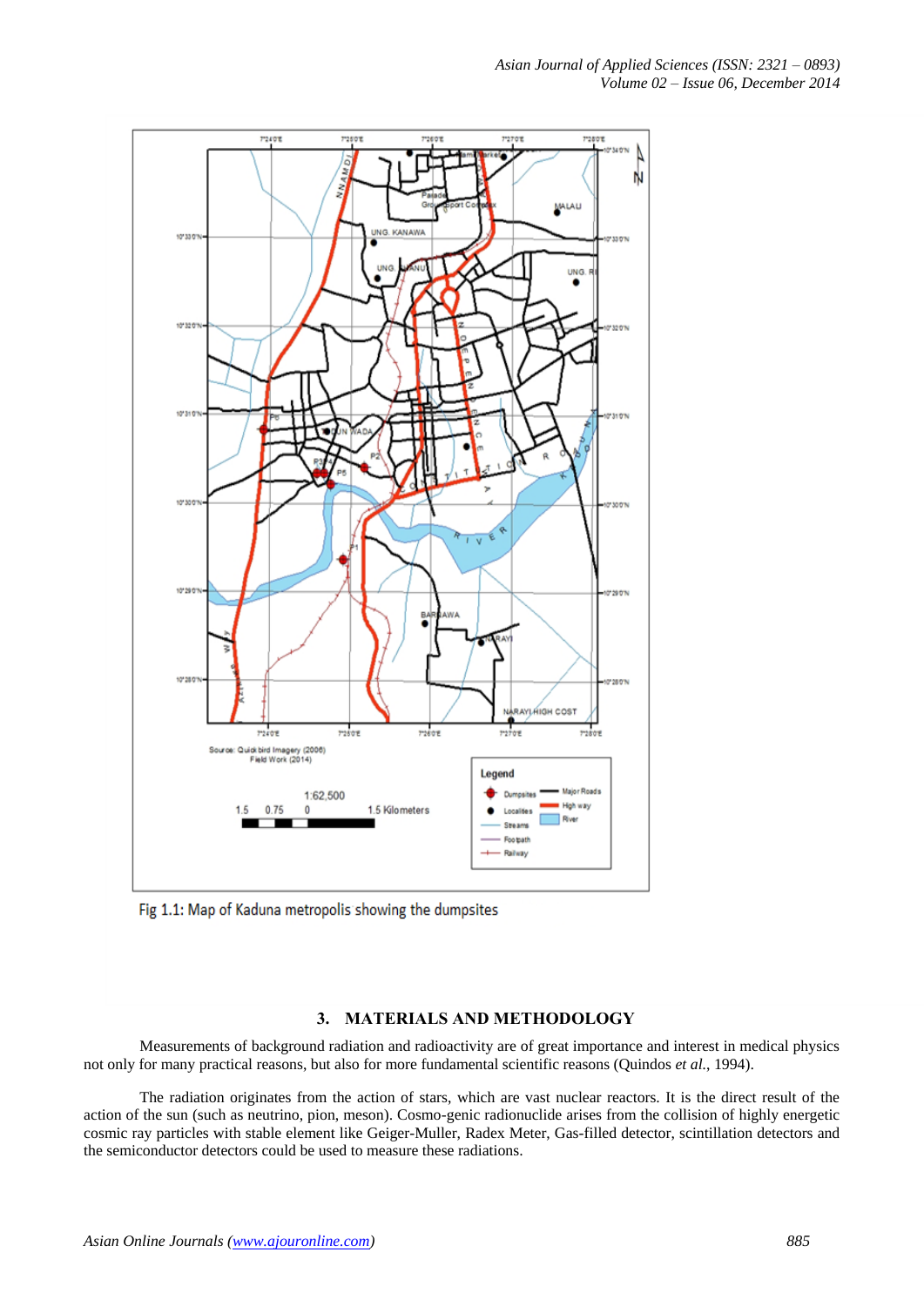Fig 1.1: Map of Kaduna metropolis showing the dumpsites

## 3. MATERIALS AND METHODOLOGY

Measurements of background radiation and radioactivity are of great importance and interest in medical physics not only for many practical reasons, but also for more fundamental scientific reasons (Quindos *et al.*, 1994).

The radiation originates from the action of stars, which are vast nuclear reactors. It is the direct result of the action of the sun (such as neutrino, pion, meson). Cosmo-genic radionuclide arises from the collision of highly energetic cosmic ray particles with stable element like Geiger-Muller, Radex Meter, Gas-filled detector, scintillation detectors and the semiconductor detectors could be used to measure these radiations.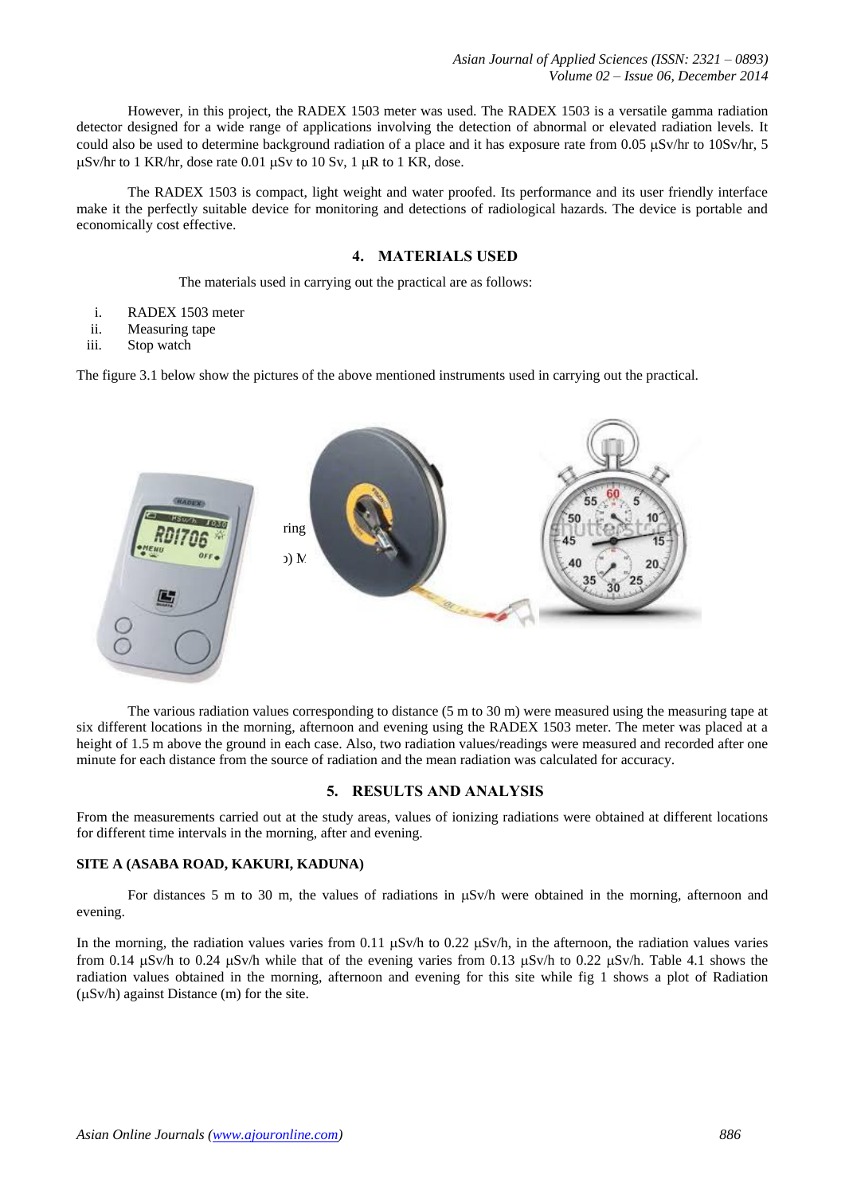However, in this project, the RADEX 1503 meter was used. The RADEX 1503 is a versatile gamma radiation detector designed for a wide range of applications involving the detection of abnormal or elevated radiation levels. It could also be used to determine background radiation of a place and it has exposure rate from 0.05 μSv/hr to 10Sv/hr, 5 μSv/hr to 1 KR/hr, dose rate 0.01 μSv to 10 Sv, 1 μR to 1 KR, dose.

The RADEX 1503 is compact, light weight and water proofed. Its performance and its user friendly interface make it the perfectly suitable device for monitoring and detections of radiological hazards. The device is portable and economically cost effective.

## 4. MATERIALS USED

The materials used in carrying out the practical are as follows:

i. RADEX 1503 meter
ii. Measuring tape
iii. Stop watch

The figure 3.1 below show the pictures of the above mentioned instruments used in carrying out the practical.

The various radiation values corresponding to distance (5 m to 30 m) were measured using the measuring tape at six different locations in the morning, afternoon and evening using the RADEX 1503 meter. The meter was placed at a height of 1.5 m above the ground in each case. Also, two radiation values/readings were measured and recorded after one minute for each distance from the source of radiation and the mean radiation was calculated for accuracy.

## 5. RESULTS AND ANALYSIS

From the measurements carried out at the study areas, values of ionizing radiations were obtained at different locations for different time intervals in the morning, after and evening.

### SITE A (ASABA ROAD, KAKURI, KADUNA)

For distances 5 m to 30 m, the values of radiations in μSv/h were obtained in the morning, afternoon and evening.

In the morning, the radiation values varies from 0.11 μSv/h to 0.22 μSv/h, in the afternoon, the radiation values varies from 0.14 μSv/h to 0.24 μSv/h while that of the evening varies from 0.13 μSv/h to 0.22 μSv/h. Table 4.1 shows the radiation values obtained in the morning, afternoon and evening for this site while fig 1 shows a plot of Radiation (μSv/h) against Distance (m) for the site.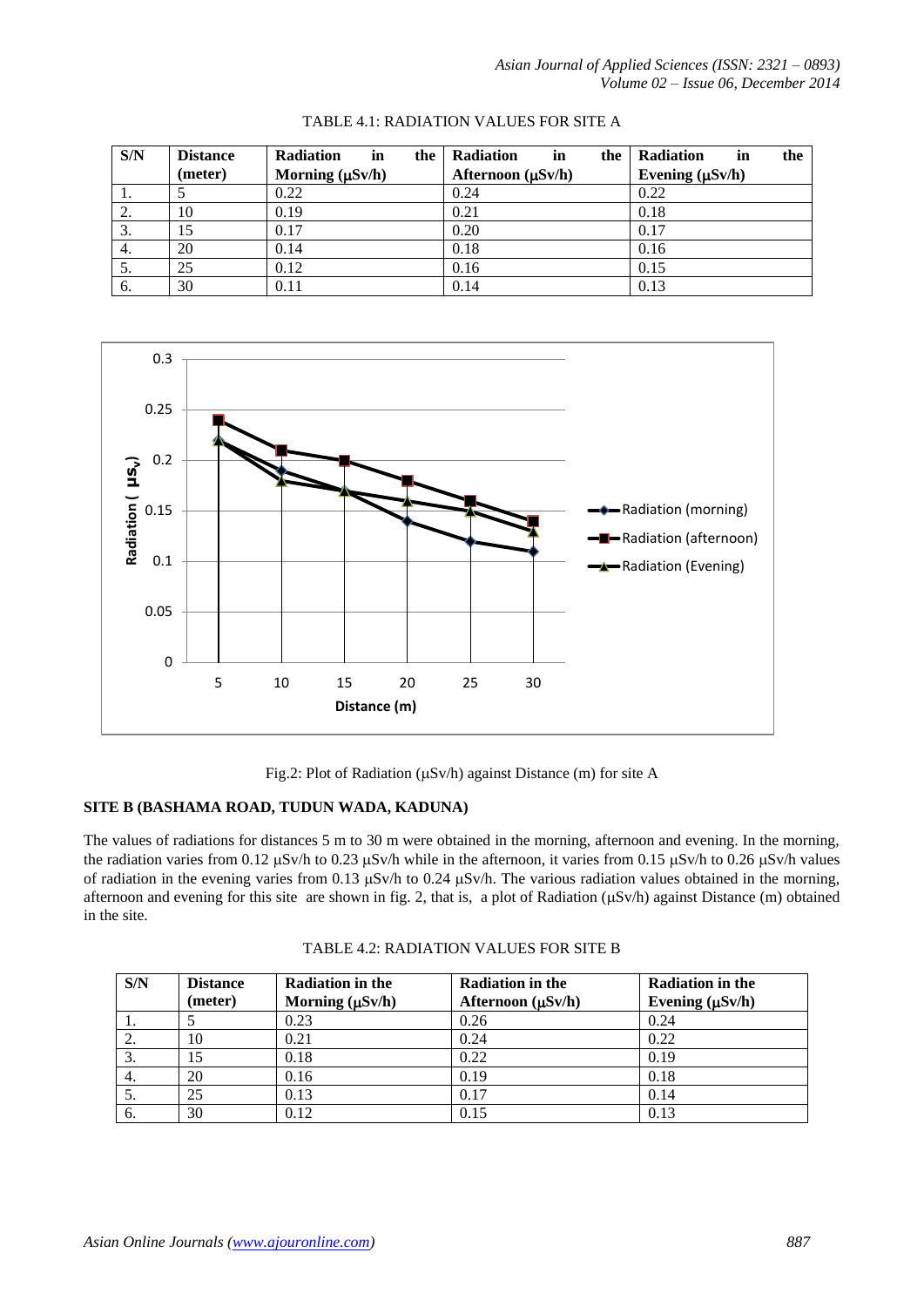TABLE 4.1: RADIATION VALUES FOR SITE A

| S/N | Distance (meter) | Radiation in the Morning (μSv/h) | Radiation in the Afternoon (μSv/h) | Radiation in the Evening (μSv/h) |
|---|---|---|---|---|
| 1. | 5 | 0.22 | 0.24 | 0.22 |
| 2. | 10 | 0.19 | 0.21 | 0.18 |
| 3. | 15 | 0.17 | 0.20 | 0.17 |
| 4. | 20 | 0.14 | 0.18 | 0.16 |
| 5. | 25 | 0.12 | 0.16 | 0.15 |
| 6. | 30 | 0.11 | 0.14 | 0.13 |

Fig.2: Plot of Radiation (μSv/h) against Distance (m) for site A

**SITE B (BASHAMA ROAD, TUDUN WADA, KADUNA)**

The values of radiations for distances 5 m to 30 m were obtained in the morning, afternoon and evening. In the morning, the radiation varies from 0.12 μSv/h to 0.23 μSv/h while in the afternoon, it varies from 0.15 μSv/h to 0.26 μSv/h values of radiation in the evening varies from 0.13 μSv/h to 0.24 μSv/h. The various radiation values obtained in the morning, afternoon and evening for this site are shown in fig. 2, that is, a plot of Radiation (μSv/h) against Distance (m) obtained in the site.

TABLE 4.2: RADIATION VALUES FOR SITE B

| S/N | Distance (meter) | Radiation in the Morning (μSv/h) | Radiation in the Afternoon (μSv/h) | Radiation in the Evening (μSv/h) |
|---|---|---|---|---|
| 1. | 5 | 0.23 | 0.26 | 0.24 |
| 2. | 10 | 0.21 | 0.24 | 0.22 |
| 3. | 15 | 0.18 | 0.22 | 0.19 |
| 4. | 20 | 0.16 | 0.19 | 0.18 |
| 5. | 25 | 0.13 | 0.17 | 0.14 |
| 6. | 30 | 0.12 | 0.15 | 0.13 |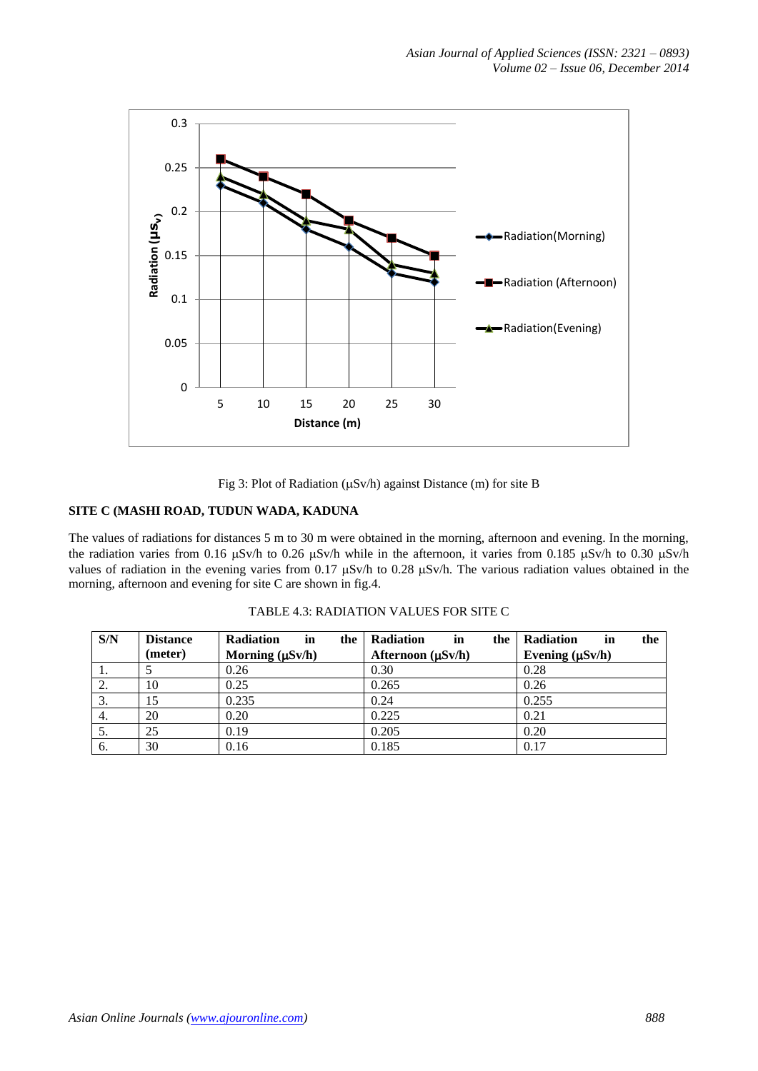Fig 3: Plot of Radiation (μSv/h) against Distance (m) for site B

### SITE C (MASHI ROAD, TUDUN WADA, KADUNA

The values of radiations for distances 5 m to 30 m were obtained in the morning, afternoon and evening. In the morning, the radiation varies from 0.16 μSv/h to 0.26 μSv/h while in the afternoon, it varies from 0.185 μSv/h to 0.30 μSv/h values of radiation in the evening varies from 0.17 μSv/h to 0.28 μSv/h. The various radiation values obtained in the morning, afternoon and evening for site C are shown in fig.4.

TABLE 4.3: RADIATION VALUES FOR SITE C

| S/N | Distance (meter) | Radiation in the Morning (μSv/h) | Radiation in the Afternoon (μSv/h) | Radiation in the Evening (μSv/h) |
|---|---|---|---|---|
| 1. | 5 | 0.26 | 0.30 | 0.28 |
| 2. | 10 | 0.25 | 0.265 | 0.26 |
| 3. | 15 | 0.235 | 0.24 | 0.255 |
| 4. | 20 | 0.20 | 0.225 | 0.21 |
| 5. | 25 | 0.19 | 0.205 | 0.20 |
| 6. | 30 | 0.16 | 0.185 | 0.17 |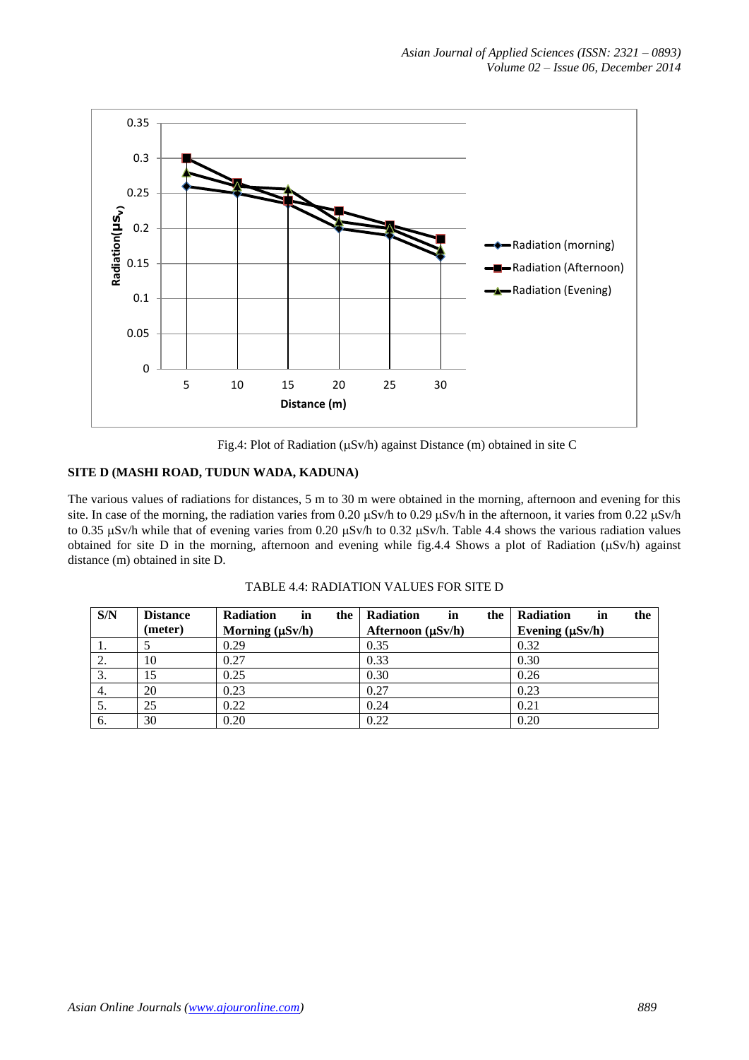Fig.4: Plot of Radiation (μSv/h) against Distance (m) obtained in site C

### SITE D (MASHI ROAD, TUDUN WADA, KADUNA)

The various values of radiations for distances, 5 m to 30 m were obtained in the morning, afternoon and evening for this site. In case of the morning, the radiation varies from 0.20 μSv/h to 0.29 μSv/h in the afternoon, it varies from 0.22 μSv/h to 0.35 μSv/h while that of evening varies from 0.20 μSv/h to 0.32 μSv/h. Table 4.4 shows the various radiation values obtained for site D in the morning, afternoon and evening while fig.4.4 Shows a plot of Radiation (μSv/h) against distance (m) obtained in site D.

TABLE 4.4: RADIATION VALUES FOR SITE D

| S/N | Distance (meter) | Radiation in the Morning (μSv/h) | Radiation in the Afternoon (μSv/h) | Radiation in the Evening (μSv/h) |
|---|---|---|---|---|
| 1. | 5 | 0.29 | 0.35 | 0.32 |
| 2. | 10 | 0.27 | 0.33 | 0.30 |
| 3. | 15 | 0.25 | 0.30 | 0.26 |
| 4. | 20 | 0.23 | 0.27 | 0.23 |
| 5. | 25 | 0.22 | 0.24 | 0.21 |
| 6. | 30 | 0.20 | 0.22 | 0.20 |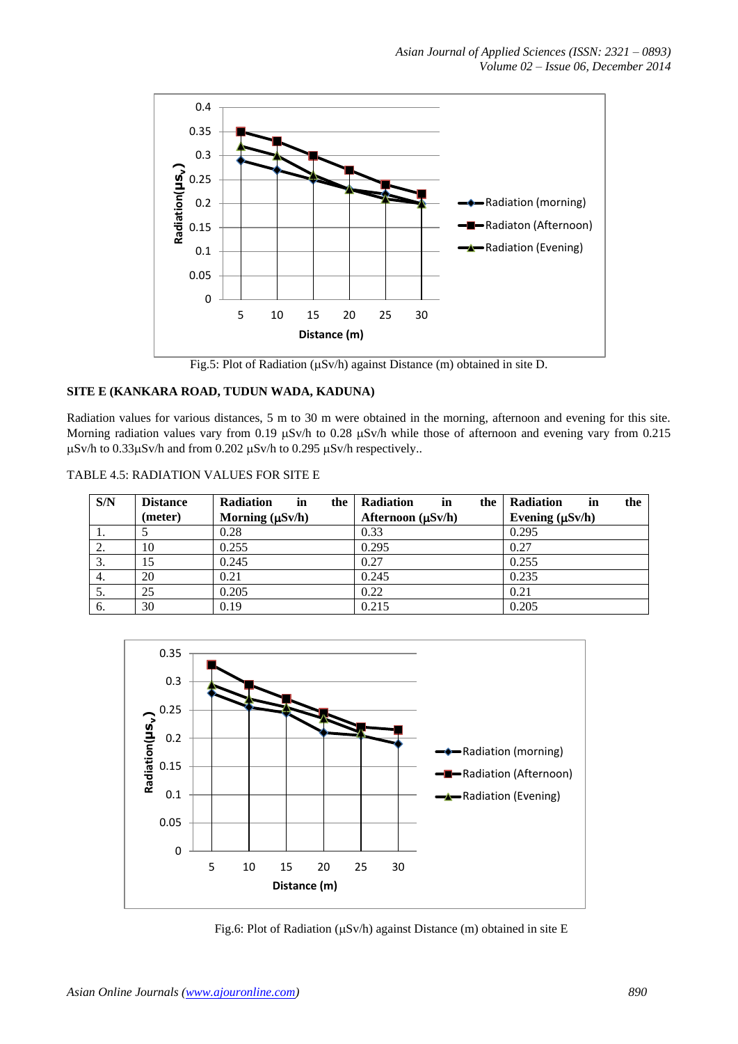Fig.5: Plot of Radiation (μSv/h) against Distance (m) obtained in site D.

**SITE E (KANKARA ROAD, TUDUN WADA, KADUNA)**

Radiation values for various distances, 5 m to 30 m were obtained in the morning, afternoon and evening for this site. Morning radiation values vary from 0.19 μSv/h to 0.28 μSv/h while those of afternoon and evening vary from 0.215 μSv/h to 0.33μSv/h and from 0.202 μSv/h to 0.295 μSv/h respectively..

TABLE 4.5: RADIATION VALUES FOR SITE E

| S/N | Distance (meter) | Radiation in the Morning (μSv/h) | Radiation in the Afternoon (μSv/h) | Radiation in the Evening (μSv/h) |
|---|---|---|---|---|
| 1. | 5 | 0.28 | 0.33 | 0.295 |
| 2. | 10 | 0.255 | 0.295 | 0.27 |
| 3. | 15 | 0.245 | 0.27 | 0.255 |
| 4. | 20 | 0.21 | 0.245 | 0.235 |
| 5. | 25 | 0.205 | 0.22 | 0.21 |
| 6. | 30 | 0.19 | 0.215 | 0.205 |

Fig.6: Plot of Radiation (μSv/h) against Distance (m) obtained in site E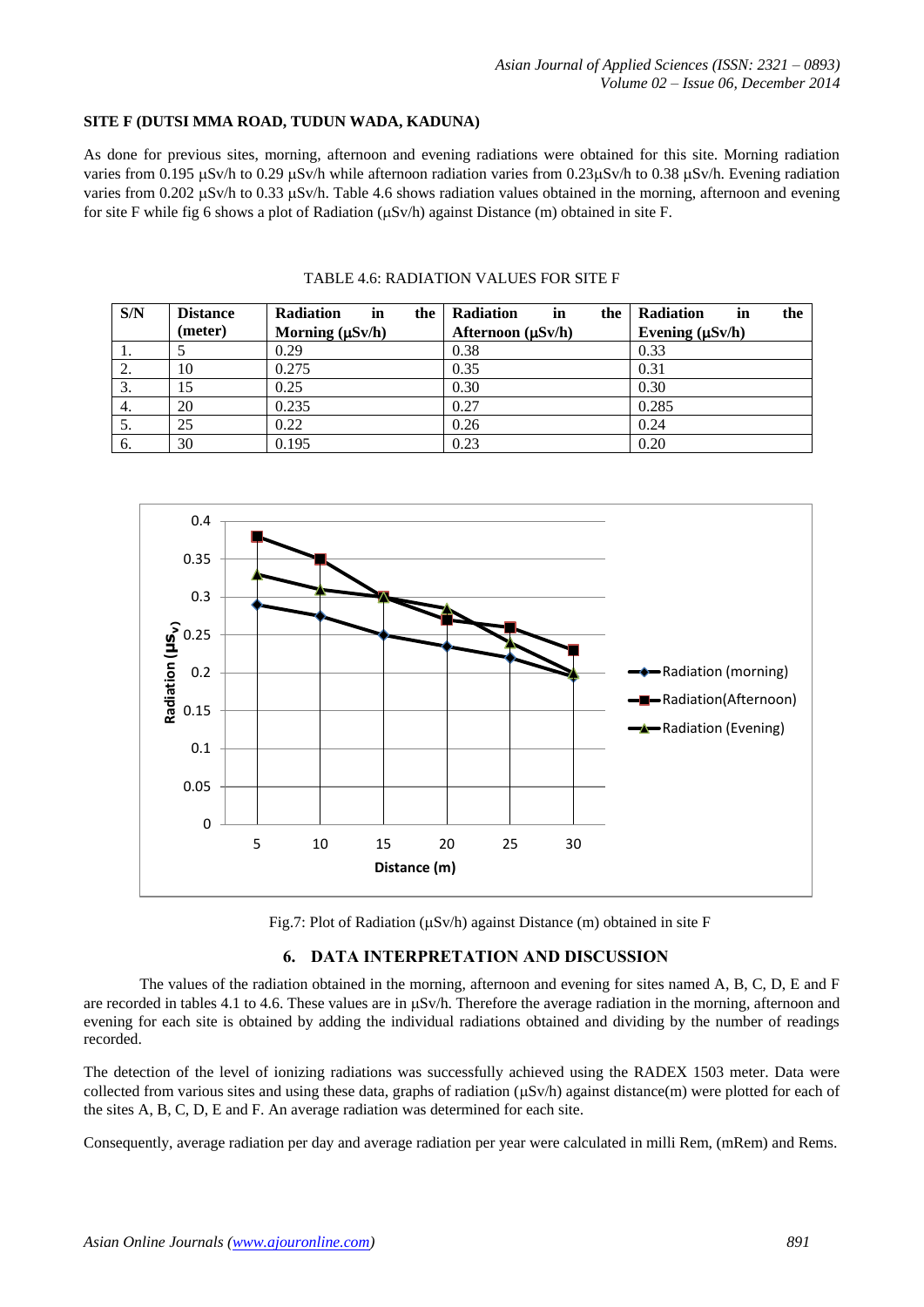### SITE F (DUTSI MMA ROAD, TUDUN WADA, KADUNA)

As done for previous sites, morning, afternoon and evening radiations were obtained for this site. Morning radiation varies from 0.195 μSv/h to 0.29 μSv/h while afternoon radiation varies from 0.23μSv/h to 0.38 μSv/h. Evening radiation varies from 0.202 μSv/h to 0.33 μSv/h. Table 4.6 shows radiation values obtained in the morning, afternoon and evening for site F while fig 6 shows a plot of Radiation (μSv/h) against Distance (m) obtained in site F.

TABLE 4.6: RADIATION VALUES FOR SITE F

| S/N | Distance (meter) | Radiation in the Morning (μSv/h) | Radiation in the Afternoon (μSv/h) | Radiation in the Evening (μSv/h) |
|---|---|---|---|---|
| 1. | 5 | 0.29 | 0.38 | 0.33 |
| 2. | 10 | 0.275 | 0.35 | 0.31 |
| 3. | 15 | 0.25 | 0.30 | 0.30 |
| 4. | 20 | 0.235 | 0.27 | 0.285 |
| 5. | 25 | 0.22 | 0.26 | 0.24 |
| 6. | 30 | 0.195 | 0.23 | 0.20 |

Fig.7: Plot of Radiation (μSv/h) against Distance (m) obtained in site F

## 6. DATA INTERPRETATION AND DISCUSSION

The values of the radiation obtained in the morning, afternoon and evening for sites named A, B, C, D, E and F are recorded in tables 4.1 to 4.6. These values are in μSv/h. Therefore the average radiation in the morning, afternoon and evening for each site is obtained by adding the individual radiations obtained and dividing by the number of readings recorded.

The detection of the level of ionizing radiations was successfully achieved using the RADEX 1503 meter. Data were collected from various sites and using these data, graphs of radiation (μSv/h) against distance(m) were plotted for each of the sites A, B, C, D, E and F. An average radiation was determined for each site.

Consequently, average radiation per day and average radiation per year were calculated in milli Rem, (mRem) and Rems.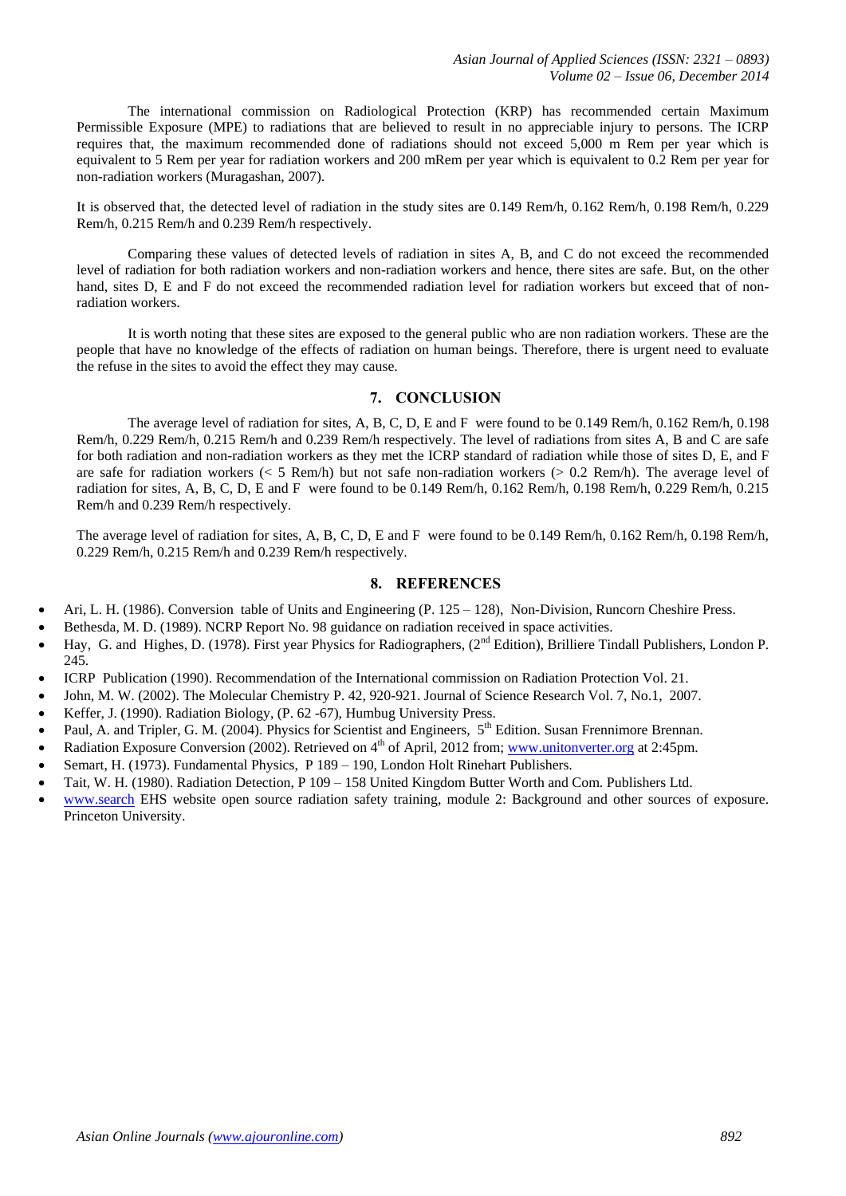The international commission on Radiological Protection (KRP) has recommended certain Maximum Permissible Exposure (MPE) to radiations that are believed to result in no appreciable injury to persons. The ICRP requires that, the maximum recommended done of radiations should not exceed 5,000 m Rem per year which is equivalent to 5 Rem per year for radiation workers and 200 mRem per year which is equivalent to 0.2 Rem per year for non-radiation workers (Muragashan, 2007).

It is observed that, the detected level of radiation in the study sites are 0.149 Rem/h, 0.162 Rem/h, 0.198 Rem/h, 0.229 Rem/h, 0.215 Rem/h and 0.239 Rem/h respectively.

Comparing these values of detected levels of radiation in sites A, B, and C do not exceed the recommended level of radiation for both radiation workers and non-radiation workers and hence, there sites are safe. But, on the other hand, sites D, E and F do not exceed the recommended radiation level for radiation workers but exceed that of non-radiation workers.

It is worth noting that these sites are exposed to the general public who are non radiation workers. These are the people that have no knowledge of the effects of radiation on human beings. Therefore, there is urgent need to evaluate the refuse in the sites to avoid the effect they may cause.

## 7. CONCLUSION

The average level of radiation for sites, A, B, C, D, E and F were found to be 0.149 Rem/h, 0.162 Rem/h, 0.198 Rem/h, 0.229 Rem/h, 0.215 Rem/h and 0.239 Rem/h respectively. The level of radiations from sites A, B and C are safe for both radiation and non-radiation workers as they met the ICRP standard of radiation while those of sites D, E, and F are safe for radiation workers (< 5 Rem/h) but not safe non-radiation workers (> 0.2 Rem/h). The average level of radiation for sites, A, B, C, D, E and F were found to be 0.149 Rem/h, 0.162 Rem/h, 0.198 Rem/h, 0.229 Rem/h, 0.215 Rem/h and 0.239 Rem/h respectively.

The average level of radiation for sites, A, B, C, D, E and F were found to be 0.149 Rem/h, 0.162 Rem/h, 0.198 Rem/h, 0.229 Rem/h, 0.215 Rem/h and 0.239 Rem/h respectively.

## 8. REFERENCES

- Ari, L. H. (1986). Conversion table of Units and Engineering (P. 125 – 128), Non-Division, Runcorn Cheshire Press.
- Bethesda, M. D. (1989). NCRP Report No. 98 guidance on radiation received in space activities.
- Hay, G. and Highes, D. (1978). First year Physics for Radiographers, (2nd Edition), Brilliere Tindall Publishers, London P. 245.
- ICRP Publication (1990). Recommendation of the International commission on Radiation Protection Vol. 21.
- John, M. W. (2002). The Molecular Chemistry P. 42, 920-921. Journal of Science Research Vol. 7, No.1, 2007.
- Keffer, J. (1990). Radiation Biology, (P. 62 -67), Humbug University Press.
- Paul, A. and Tripler, G. M. (2004). Physics for Scientist and Engineers, 5th Edition. Susan Frennimore Brennan.
- Radiation Exposure Conversion (2002). Retrieved on 4th of April, 2012 from; www.unitonverter.org at 2:45pm.
- Semart, H. (1973). Fundamental Physics, P 189 – 190, London Holt Rinehart Publishers.
- Tait, W. H. (1980). Radiation Detection, P 109 – 158 United Kingdom Butter Worth and Com. Publishers Ltd.
- www.search EHS website open source radiation safety training, module 2: Background and other sources of exposure. Princeton University.